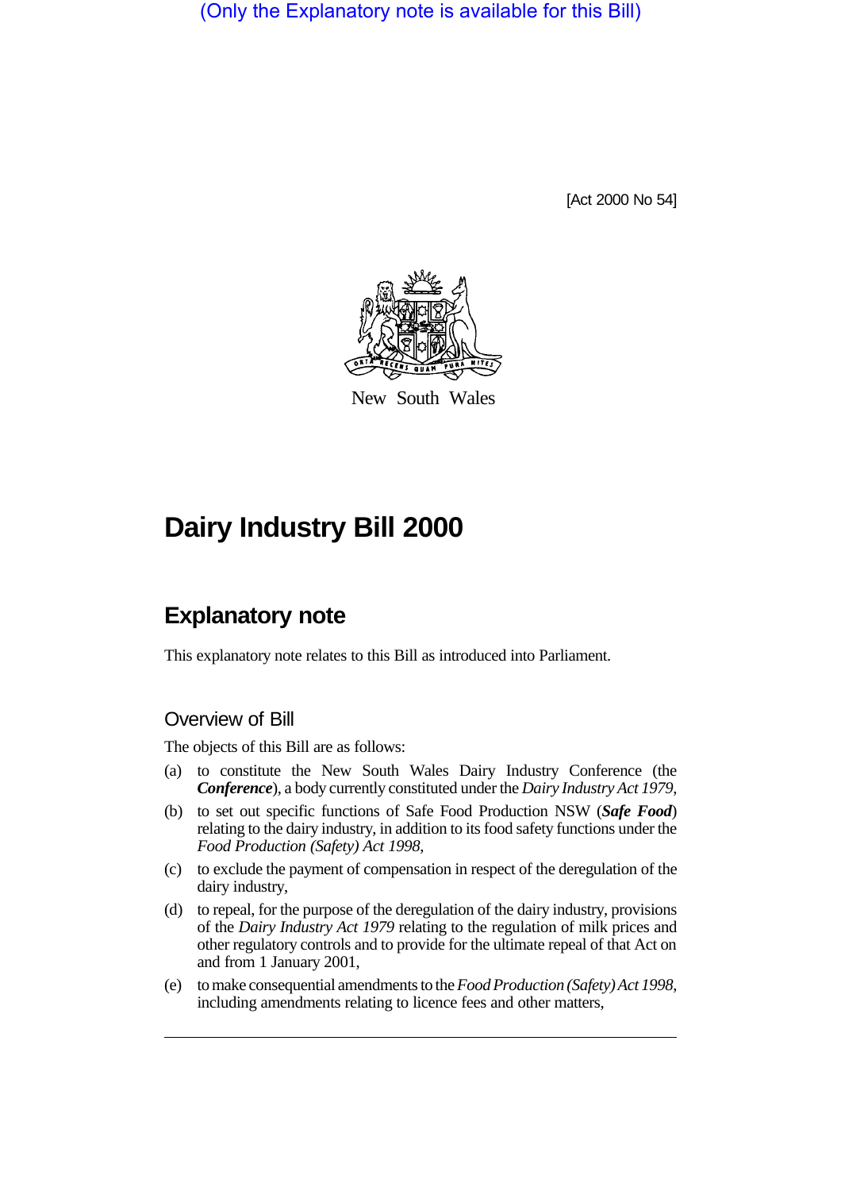(Only the Explanatory note is available for this Bill)

[Act 2000 No 54]

New South Wales

# Dairy Industry Bill 2000

## Explanatory note

This explanatory note relates to this Bill as introduced into Parliament.

### Overview of Bill

The objects of this Bill are as follows:

(a) to constitute the New South Wales Dairy Industry Conference (the ***Conference***), a body currently constituted under the *Dairy Industry Act 1979*,

(b) to set out specific functions of Safe Food Production NSW (***Safe Food***) relating to the dairy industry, in addition to its food safety functions under the *Food Production (Safety) Act 1998*,

(c) to exclude the payment of compensation in respect of the deregulation of the dairy industry,

(d) to repeal, for the purpose of the deregulation of the dairy industry, provisions of the *Dairy Industry Act 1979* relating to the regulation of milk prices and other regulatory controls and to provide for the ultimate repeal of that Act on and from 1 January 2001,

(e) to make consequential amendments to the *Food Production (Safety) Act 1998*, including amendments relating to licence fees and other matters,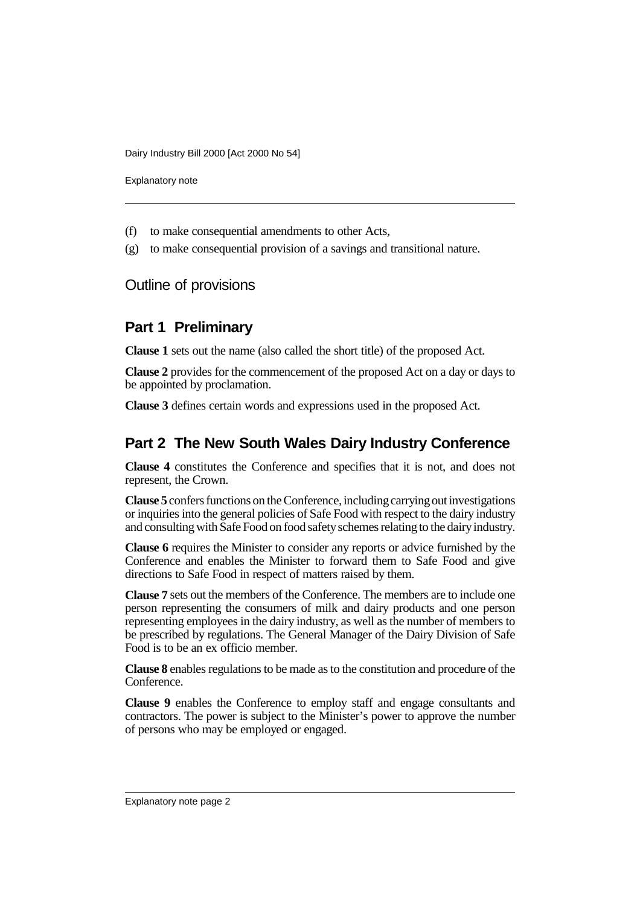(f) to make consequential amendments to other Acts,

(g) to make consequential provision of a savings and transitional nature.

## Outline of provisions

### Part 1 Preliminary

**Clause 1** sets out the name (also called the short title) of the proposed Act.

**Clause 2** provides for the commencement of the proposed Act on a day or days to be appointed by proclamation.

**Clause 3** defines certain words and expressions used in the proposed Act.

### Part 2 The New South Wales Dairy Industry Conference

**Clause 4** constitutes the Conference and specifies that it is not, and does not represent, the Crown.

**Clause 5** confers functions on the Conference, including carrying out investigations or inquiries into the general policies of Safe Food with respect to the dairy industry and consulting with Safe Food on food safety schemes relating to the dairy industry.

**Clause 6** requires the Minister to consider any reports or advice furnished by the Conference and enables the Minister to forward them to Safe Food and give directions to Safe Food in respect of matters raised by them.

**Clause 7** sets out the members of the Conference. The members are to include one person representing the consumers of milk and dairy products and one person representing employees in the dairy industry, as well as the number of members to be prescribed by regulations. The General Manager of the Dairy Division of Safe Food is to be an ex officio member.

**Clause 8** enables regulations to be made as to the constitution and procedure of the Conference.

**Clause 9** enables the Conference to employ staff and engage consultants and contractors. The power is subject to the Minister's power to approve the number of persons who may be employed or engaged.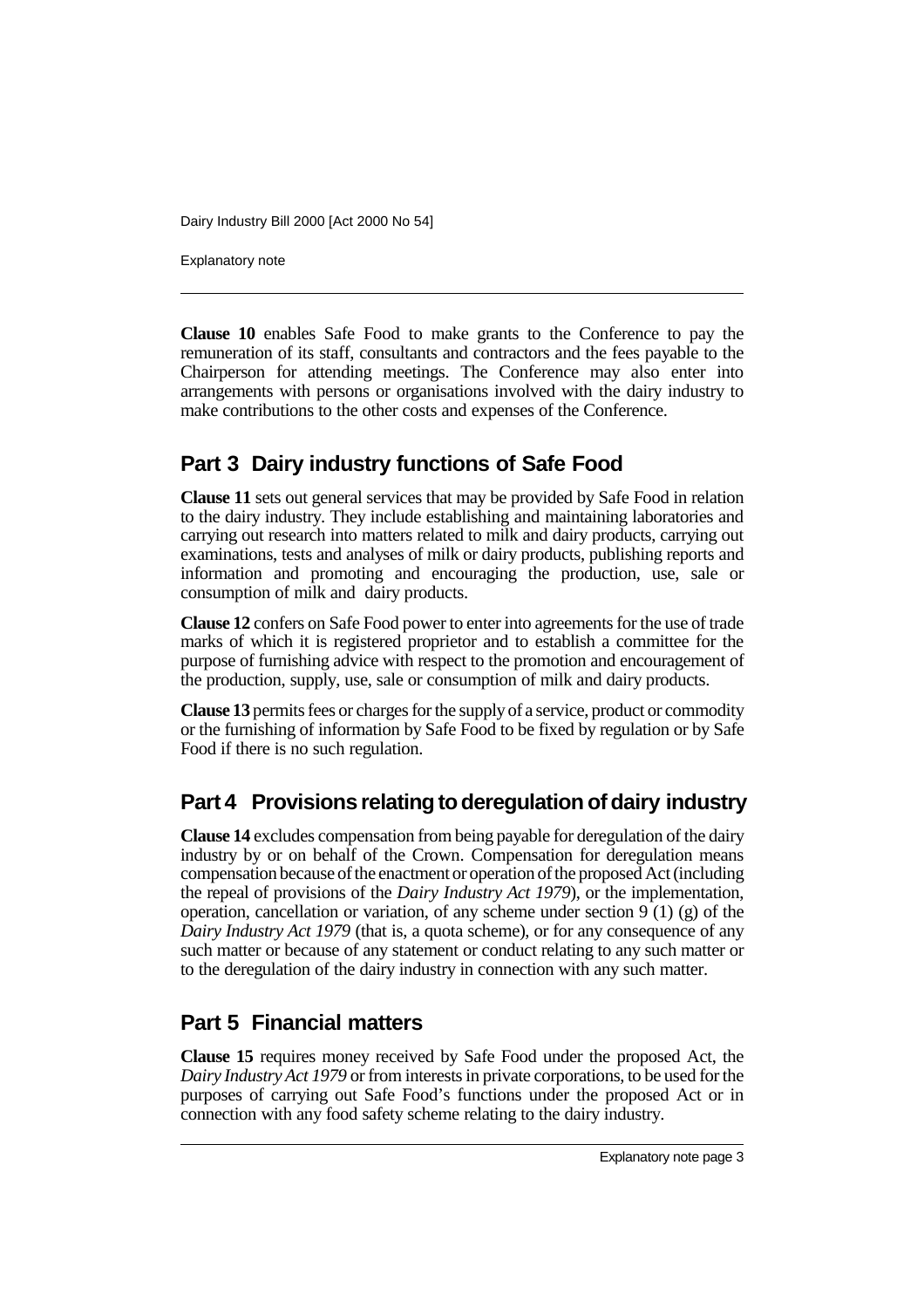**Clause 10** enables Safe Food to make grants to the Conference to pay the remuneration of its staff, consultants and contractors and the fees payable to the Chairperson for attending meetings. The Conference may also enter into arrangements with persons or organisations involved with the dairy industry to make contributions to the other costs and expenses of the Conference.

## Part 3 Dairy industry functions of Safe Food

**Clause 11** sets out general services that may be provided by Safe Food in relation to the dairy industry. They include establishing and maintaining laboratories and carrying out research into matters related to milk and dairy products, carrying out examinations, tests and analyses of milk or dairy products, publishing reports and information and promoting and encouraging the production, use, sale or consumption of milk and dairy products.

**Clause 12** confers on Safe Food power to enter into agreements for the use of trade marks of which it is registered proprietor and to establish a committee for the purpose of furnishing advice with respect to the promotion and encouragement of the production, supply, use, sale or consumption of milk and dairy products.

**Clause 13** permits fees or charges for the supply of a service, product or commodity or the furnishing of information by Safe Food to be fixed by regulation or by Safe Food if there is no such regulation.

## Part 4 Provisions relating to deregulation of dairy industry

**Clause 14** excludes compensation from being payable for deregulation of the dairy industry by or on behalf of the Crown. Compensation for deregulation means compensation because of the enactment or operation of the proposed Act (including the repeal of provisions of the *Dairy Industry Act 1979*), or the implementation, operation, cancellation or variation, of any scheme under section 9 (1) (g) of the *Dairy Industry Act 1979* (that is, a quota scheme), or for any consequence of any such matter or because of any statement or conduct relating to any such matter or to the deregulation of the dairy industry in connection with any such matter.

## Part 5 Financial matters

**Clause 15** requires money received by Safe Food under the proposed Act, the *Dairy Industry Act 1979* or from interests in private corporations, to be used for the purposes of carrying out Safe Food's functions under the proposed Act or in connection with any food safety scheme relating to the dairy industry.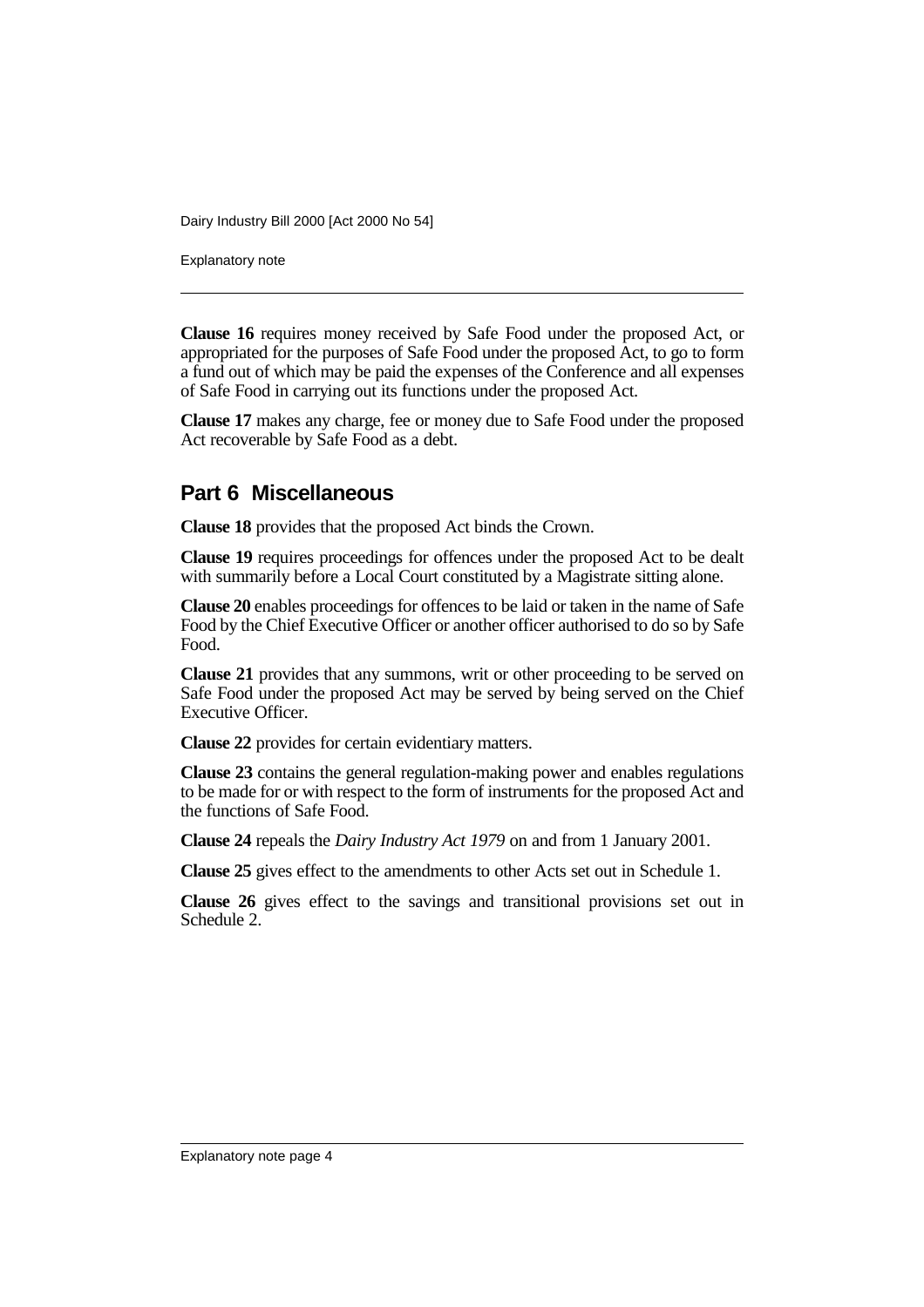**Clause 16** requires money received by Safe Food under the proposed Act, or appropriated for the purposes of Safe Food under the proposed Act, to go to form a fund out of which may be paid the expenses of the Conference and all expenses of Safe Food in carrying out its functions under the proposed Act.

**Clause 17** makes any charge, fee or money due to Safe Food under the proposed Act recoverable by Safe Food as a debt.

## Part 6 Miscellaneous

**Clause 18** provides that the proposed Act binds the Crown.

**Clause 19** requires proceedings for offences under the proposed Act to be dealt with summarily before a Local Court constituted by a Magistrate sitting alone.

**Clause 20** enables proceedings for offences to be laid or taken in the name of Safe Food by the Chief Executive Officer or another officer authorised to do so by Safe Food.

**Clause 21** provides that any summons, writ or other proceeding to be served on Safe Food under the proposed Act may be served by being served on the Chief Executive Officer.

**Clause 22** provides for certain evidentiary matters.

**Clause 23** contains the general regulation-making power and enables regulations to be made for or with respect to the form of instruments for the proposed Act and the functions of Safe Food.

**Clause 24** repeals the *Dairy Industry Act 1979* on and from 1 January 2001.

**Clause 25** gives effect to the amendments to other Acts set out in Schedule 1.

**Clause 26** gives effect to the savings and transitional provisions set out in Schedule 2.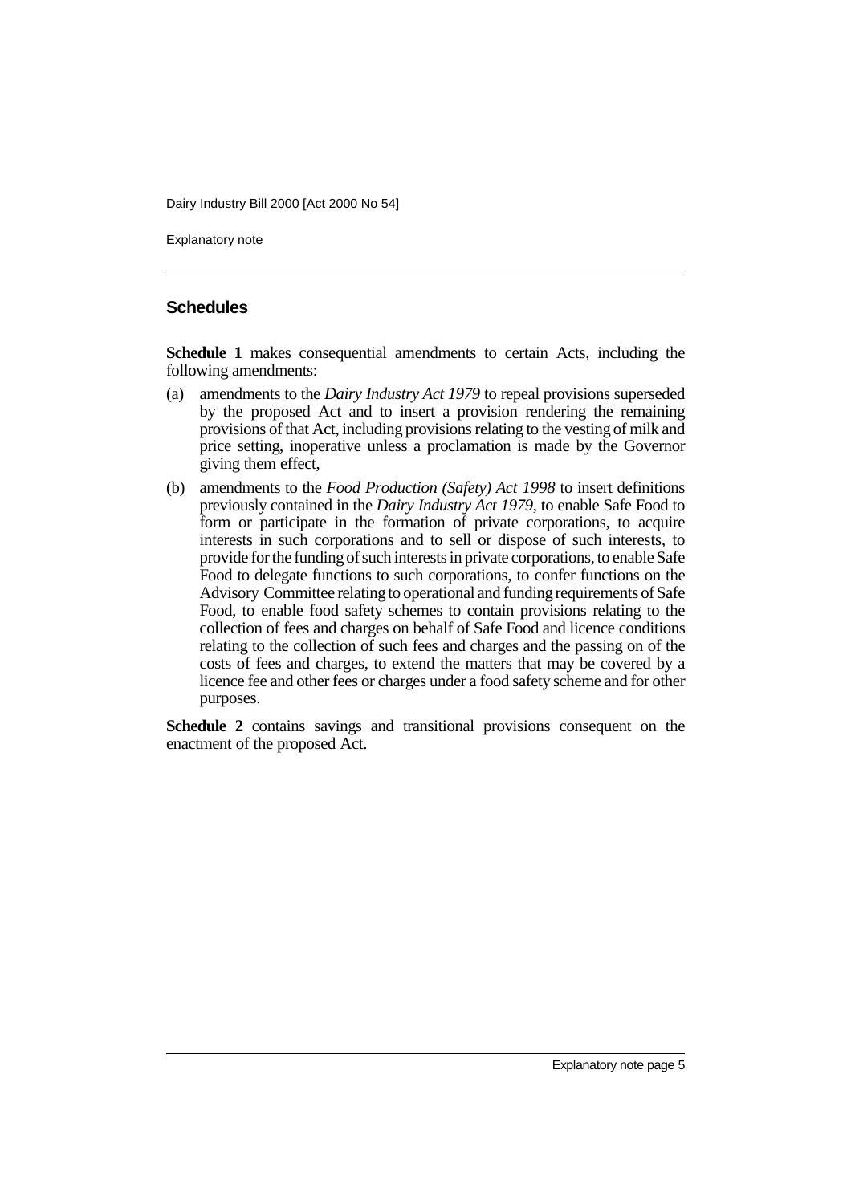## Schedules

**Schedule 1** makes consequential amendments to certain Acts, including the following amendments:

(a) amendments to the *Dairy Industry Act 1979* to repeal provisions superseded by the proposed Act and to insert a provision rendering the remaining provisions of that Act, including provisions relating to the vesting of milk and price setting, inoperative unless a proclamation is made by the Governor giving them effect,

(b) amendments to the *Food Production (Safety) Act 1998* to insert definitions previously contained in the *Dairy Industry Act 1979*, to enable Safe Food to form or participate in the formation of private corporations, to acquire interests in such corporations and to sell or dispose of such interests, to provide for the funding of such interests in private corporations, to enable Safe Food to delegate functions to such corporations, to confer functions on the Advisory Committee relating to operational and funding requirements of Safe Food, to enable food safety schemes to contain provisions relating to the collection of fees and charges on behalf of Safe Food and licence conditions relating to the collection of such fees and charges and the passing on of the costs of fees and charges, to extend the matters that may be covered by a licence fee and other fees or charges under a food safety scheme and for other purposes.

**Schedule 2** contains savings and transitional provisions consequent on the enactment of the proposed Act.